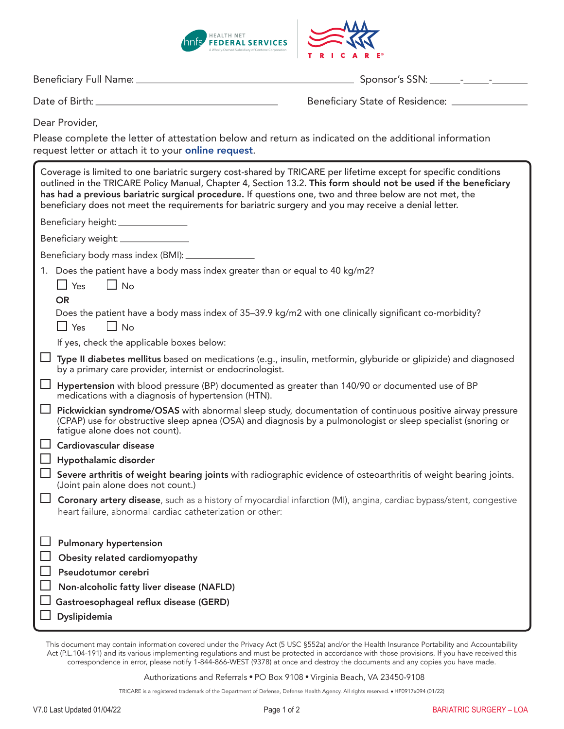Beneficiary Full Name: ______________________________ Sponsor's SSN: ______-_____-_______

Date of Birth: ______________________________ Beneficiary State of Residence: ______________

Dear Provider,

Please complete the letter of attestation below and return as indicated on the additional information request letter or attach it to your **online request**.

Coverage is limited to one bariatric surgery cost-shared by TRICARE per lifetime except for specific conditions outlined in the TRICARE Policy Manual, Chapter 4, Section 13.2. **This form should not be used if the beneficiary has had a previous bariatric surgical procedure.** If questions one, two and three below are not met, the beneficiary does not meet the requirements for bariatric surgery and you may receive a denial letter.

Beneficiary height: ______________

Beneficiary weight: ______________

Beneficiary body mass index (BMI): ______________

1. Does the patient have a body mass index greater than or equal to 40 kg/m2?

   ☐ Yes ☐ No

   **OR**

   Does the patient have a body mass index of 35–39.9 kg/m2 with one clinically significant co-morbidity?

   ☐ Yes ☐ No

   If yes, check the applicable boxes below:

☐ **Type II diabetes mellitus** based on medications (e.g., insulin, metformin, glyburide or glipizide) and diagnosed by a primary care provider, internist or endocrinologist.

☐ **Hypertension** with blood pressure (BP) documented as greater than 140/90 or documented use of BP medications with a diagnosis of hypertension (HTN).

☐ **Pickwickian syndrome/OSAS** with abnormal sleep study, documentation of continuous positive airway pressure (CPAP) use for obstructive sleep apnea (OSA) and diagnosis by a pulmonologist or sleep specialist (snoring or fatigue alone does not count).

☐ **Cardiovascular disease**

☐ **Hypothalamic disorder**

☐ **Severe arthritis of weight bearing joints** with radiographic evidence of osteoarthritis of weight bearing joints. (Joint pain alone does not count.)

☐ **Coronary artery disease**, such as a history of myocardial infarction (MI), angina, cardiac bypass/stent, congestive heart failure, abnormal cardiac catheterization or other:

______________________________________________________________

☐ **Pulmonary hypertension**

☐ **Obesity related cardiomyopathy**

☐ **Pseudotumor cerebri**

☐ **Non-alcoholic fatty liver disease (NAFLD)**

☐ **Gastroesophageal reflux disease (GERD)**

☐ **Dyslipidemia**

This document may contain information covered under the Privacy Act (5 USC §552a) and/or the Health Insurance Portability and Accountability Act (P.L.104-191) and its various implementing regulations and must be protected in accordance with those provisions. If you have received this correspondence in error, please notify 1-844-866-WEST (9378) at once and destroy the documents and any copies you have made.

Authorizations and Referrals • PO Box 9108 • Virginia Beach, VA 23450-9108

TRICARE is a registered trademark of the Department of Defense, Defense Health Agency. All rights reserved. • HF0917x094 (01/22)

V7.0 Last Updated 01/04/22

BARIATRIC SURGERY – LOA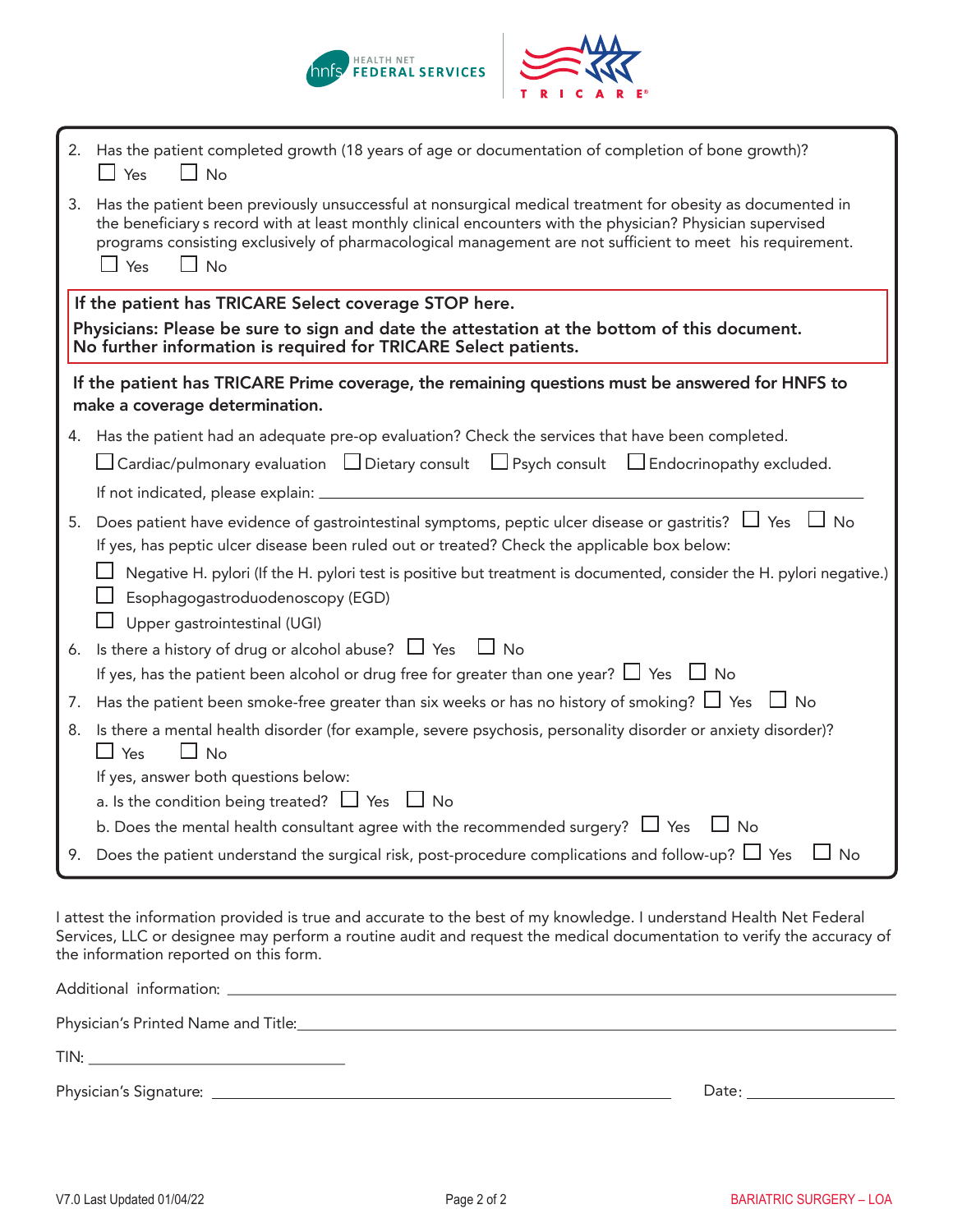2. Has the patient completed growth (18 years of age or documentation of completion of bone growth)?
   ☐ Yes ☐ No

3. Has the patient been previously unsuccessful at nonsurgical medical treatment for obesity as documented in the beneficiary s record with at least monthly clinical encounters with the physician? Physician supervised programs consisting exclusively of pharmacological management are not sufficient to meet his requirement.
   ☐ Yes ☐ No

**If the patient has TRICARE Select coverage STOP here.**

**Physicians: Please be sure to sign and date the attestation at the bottom of this document. No further information is required for TRICARE Select patients.**

**If the patient has TRICARE Prime coverage, the remaining questions must be answered for HNFS to make a coverage determination.**

4. Has the patient had an adequate pre-op evaluation? Check the services that have been completed.
   ☐ Cardiac/pulmonary evaluation ☐ Dietary consult ☐ Psych consult ☐ Endocrinopathy excluded.
   If not indicated, please explain: ______________________________

5. Does patient have evidence of gastrointestinal symptoms, peptic ulcer disease or gastritis? ☐ Yes ☐ No
   If yes, has peptic ulcer disease been ruled out or treated? Check the applicable box below:
   - ☐ Negative H. pylori (If the H. pylori test is positive but treatment is documented, consider the H. pylori negative.)
   - ☐ Esophagogastroduodenoscopy (EGD)
   - ☐ Upper gastrointestinal (UGI)

6. Is there a history of drug or alcohol abuse? ☐ Yes ☐ No
   If yes, has the patient been alcohol or drug free for greater than one year? ☐ Yes ☐ No

7. Has the patient been smoke-free greater than six weeks or has no history of smoking? ☐ Yes ☐ No

8. Is there a mental health disorder (for example, severe psychosis, personality disorder or anxiety disorder)?
   ☐ Yes ☐ No
   If yes, answer both questions below:
   a. Is the condition being treated? ☐ Yes ☐ No
   b. Does the mental health consultant agree with the recommended surgery? ☐ Yes ☐ No

9. Does the patient understand the surgical risk, post-procedure complications and follow-up? ☐ Yes ☐ No

I attest the information provided is true and accurate to the best of my knowledge. I understand Health Net Federal Services, LLC or designee may perform a routine audit and request the medical documentation to verify the accuracy of the information reported on this form.

Additional information: ______________________________

Physician's Printed Name and Title: ______________________________

TIN: ______________________________

Physician's Signature: ______________________________ Date: ______________

V7.0 Last Updated 01/04/22

BARIATRIC SURGERY – LOA